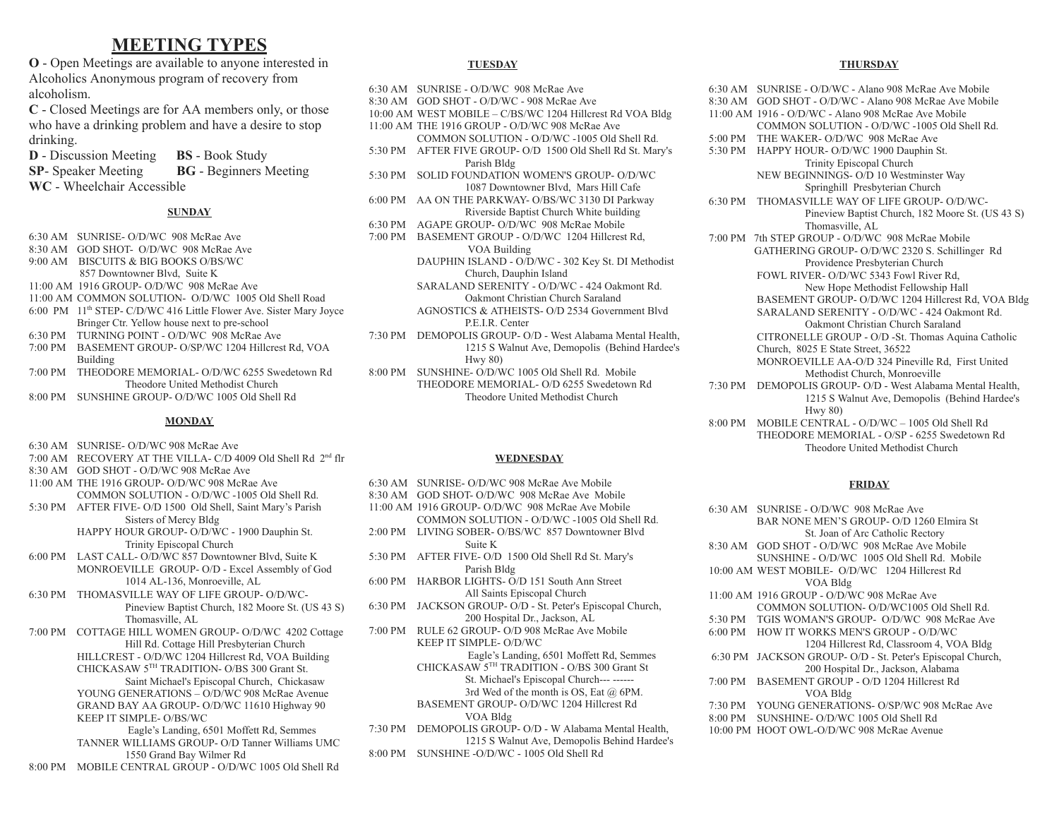# MEETING TYPES

**O** - Open Meetings are available to anyone interested in Alcoholics Anonymous program of recovery from alcoholism.

**C** - Closed Meetings are for AA members only, or those who have a drinking problem and have a desire to stop drinking.

**D** - Discussion Meeting **BS** - Book Study

**SP**- Speaker Meeting **BG** - Beginners Meeting

**WC** - Wheelchair Accessible

## SUNDAY

6:30 AM SUNRISE- O/D/WC 908 McRae Ave
8:30 AM GOD SHOT- O/D/WC 908 McRae Ave
9:00 AM BISCUITS & BIG BOOKS O/BS/WC 857 Downtowner Blvd, Suite K
11:00 AM 1916 GROUP- O/D/WC 908 McRae Ave
11:00 AM COMMON SOLUTION- O/D/WC 1005 Old Shell Road
6:00 PM 11th STEP- C/D/WC 416 Little Flower Ave. Sister Mary Joyce Bringer Ctr. Yellow house next to pre-school
6:30 PM TURNING POINT - O/D/WC 908 McRae Ave
7:00 PM BASEMENT GROUP- O/SP/WC 1204 Hillcrest Rd, VOA Building
7:00 PM THEODORE MEMORIAL- O/D/WC 6255 Swedetown Rd Theodore United Methodist Church
8:00 PM SUNSHINE GROUP- O/D/WC 1005 Old Shell Rd

## MONDAY

6:30 AM SUNRISE- O/D/WC 908 McRae Ave
7:00 AM RECOVERY AT THE VILLA- C/D 4009 Old Shell Rd 2nd flr
8:30 AM GOD SHOT - O/D/WC 908 McRae Ave
11:00 AM THE 1916 GROUP- O/D/WC 908 McRae Ave
COMMON SOLUTION - O/D/WC -1005 Old Shell Rd.
5:30 PM AFTER FIVE- O/D 1500 Old Shell, Saint Mary's Parish Sisters of Mercy Bldg
HAPPY HOUR GROUP- O/D/WC - 1900 Dauphin St. Trinity Episcopal Church
6:00 PM LAST CALL- O/D/WC 857 Downtowner Blvd, Suite K
MONROEVILLE GROUP- O/D - Excel Assembly of God 1014 AL-136, Monroeville, AL
6:30 PM THOMASVILLE WAY OF LIFE GROUP- O/D/WC- Pineview Baptist Church, 182 Moore St. (US 43 S) Thomasville, AL
7:00 PM COTTAGE HILL WOMEN GROUP- O/D/WC 4202 Cottage Hill Rd. Cottage Hill Presbyterian Church
HILLCREST - O/D/WC 1204 Hillcrest Rd, VOA Building
CHICKASAW 5TH TRADITION- O/BS 300 Grant St. Saint Michael's Episcopal Church, Chickasaw
YOUNG GENERATIONS – O/D/WC 908 McRae Avenue
GRAND BAY AA GROUP- O/D/WC 11610 Highway 90
KEEP IT SIMPLE- O/BS/WC Eagle's Landing, 6501 Moffett Rd, Semmes
TANNER WILLIAMS GROUP- O/D Tanner Williams UMC 1550 Grand Bay Wilmer Rd
8:00 PM MOBILE CENTRAL GROUP - O/D/WC 1005 Old Shell Rd

## TUESDAY

6:30 AM SUNRISE - O/D/WC 908 McRae Ave
8:30 AM GOD SHOT - O/D/WC - 908 McRae Ave
10:00 AM WEST MOBILE – C/BS/WC 1204 Hillcrest Rd VOA Bldg
11:00 AM THE 1916 GROUP - O/D/WC 908 McRae Ave
COMMON SOLUTION - O/D/WC -1005 Old Shell Rd.
5:30 PM AFTER FIVE GROUP- O/D 1500 Old Shell Rd St. Mary's Parish Bldg
5:30 PM SOLID FOUNDATION WOMEN'S GROUP- O/D/WC 1087 Downtowner Blvd, Mars Hill Cafe
6:00 PM AA ON THE PARKWAY- O/BS/WC 3130 DI Parkway Riverside Baptist Church White building
6:30 PM AGAPE GROUP- O/D/WC 908 McRae Mobile
7:00 PM BASEMENT GROUP - O/D/WC 1204 Hillcrest Rd, VOA Building
DAUPHIN ISLAND - O/D/WC - 302 Key St. DI Methodist Church, Dauphin Island
SARALAND SERENITY - O/D/WC - 424 Oakmont Rd. Oakmont Christian Church Saraland
AGNOSTICS & ATHEISTS- O/D 2534 Government Blvd P.E.I.R. Center
7:30 PM DEMOPOLIS GROUP- O/D - West Alabama Mental Health, 1215 S Walnut Ave, Demopolis (Behind Hardee's Hwy 80)
8:00 PM SUNSHINE- O/D/WC 1005 Old Shell Rd. Mobile
THEODORE MEMORIAL- O/D 6255 Swedetown Rd Theodore United Methodist Church

## WEDNESDAY

6:30 AM SUNRISE- O/D/WC 908 McRae Ave Mobile
8:30 AM GOD SHOT- O/D/WC 908 McRae Ave Mobile
11:00 AM 1916 GROUP- O/D/WC 908 McRae Ave Mobile
COMMON SOLUTION - O/D/WC -1005 Old Shell Rd.
2:00 PM LIVING SOBER- O/BS/WC 857 Downtowner Blvd Suite K
5:30 PM AFTER FIVE- O/D 1500 Old Shell Rd St. Mary's Parish Bldg
6:00 PM HARBOR LIGHTS- O/D 151 South Ann Street All Saints Episcopal Church
6:30 PM JACKSON GROUP- O/D - St. Peter's Episcopal Church, 200 Hospital Dr., Jackson, AL
7:00 PM RULE 62 GROUP- O/D 908 McRae Ave Mobile
KEEP IT SIMPLE- O/D/WC Eagle's Landing, 6501 Moffett Rd, Semmes
CHICKASAW 5TH TRADITION - O/BS 300 Grant St St. Michael's Episcopal Church--- ------ 3rd Wed of the month is OS, Eat @ 6PM.
BASEMENT GROUP- O/D/WC 1204 Hillcrest Rd VOA Bldg
7:30 PM DEMOPOLIS GROUP- O/D - W Alabama Mental Health, 1215 S Walnut Ave, Demopolis Behind Hardee's
8:00 PM SUNSHINE -O/D/WC - 1005 Old Shell Rd

## THURSDAY

6:30 AM SUNRISE - O/D/WC - Alano 908 McRae Ave Mobile
8:30 AM GOD SHOT - O/D/WC - Alano 908 McRae Ave Mobile
11:00 AM 1916 - O/D/WC - Alano 908 McRae Ave Mobile
COMMON SOLUTION - O/D/WC -1005 Old Shell Rd.
5:00 PM THE WAKER- O/D/WC 908 McRae Ave
5:30 PM HAPPY HOUR- O/D/WC 1900 Dauphin St. Trinity Episcopal Church
NEW BEGINNINGS- O/D 10 Westminster Way Springhill Presbyterian Church
6:30 PM THOMASVILLE WAY OF LIFE GROUP- O/D/WC- Pineview Baptist Church, 182 Moore St. (US 43 S) Thomasville, AL
7:00 PM 7th STEP GROUP - O/D/WC 908 McRae Mobile
GATHERING GROUP- O/D/WC 2320 S. Schillinger Rd Providence Presbyterian Church
FOWL RIVER- O/D/WC 5343 Fowl River Rd, New Hope Methodist Fellowship Hall
BASEMENT GROUP- O/D/WC 1204 Hillcrest Rd, VOA Bldg
SARALAND SERENITY - O/D/WC - 424 Oakmont Rd. Oakmont Christian Church Saraland
CITRONELLE GROUP - O/D -St. Thomas Aquina Catholic Church, 8025 E State Street, 36522
MONROEVILLE AA-O/D 324 Pineville Rd, First United Methodist Church, Monroeville
7:30 PM DEMOPOLIS GROUP- O/D - West Alabama Mental Health, 1215 S Walnut Ave, Demopolis (Behind Hardee's Hwy 80)
8:00 PM MOBILE CENTRAL - O/D/WC – 1005 Old Shell Rd
THEODORE MEMORIAL - O/SP - 6255 Swedetown Rd Theodore United Methodist Church

## FRIDAY

6:30 AM SUNRISE - O/D/WC 908 McRae Ave
BAR NONE MEN'S GROUP- O/D 1260 Elmira St St. Joan of Arc Catholic Rectory
8:30 AM GOD SHOT - O/D/WC 908 McRae Ave Mobile
SUNSHINE - O/D/WC 1005 Old Shell Rd. Mobile
10:00 AM WEST MOBILE- O/D/WC 1204 Hillcrest Rd VOA Bldg
11:00 AM 1916 GROUP - O/D/WC 908 McRae Ave
COMMON SOLUTION- O/D/WC1005 Old Shell Rd.
5:30 PM TGIS WOMAN'S GROUP- O/D/WC 908 McRae Ave
6:00 PM HOW IT WORKS MEN'S GROUP - O/D/WC 1204 Hillcrest Rd, Classroom 4, VOA Bldg
6:30 PM JACKSON GROUP- O/D - St. Peter's Episcopal Church, 200 Hospital Dr., Jackson, Alabama
7:00 PM BASEMENT GROUP - O/D 1204 Hillcrest Rd VOA Bldg
7:30 PM YOUNG GENERATIONS- O/SP/WC 908 McRae Ave
8:00 PM SUNSHINE- O/D/WC 1005 Old Shell Rd
10:00 PM HOOT OWL-O/D/WC 908 McRae Avenue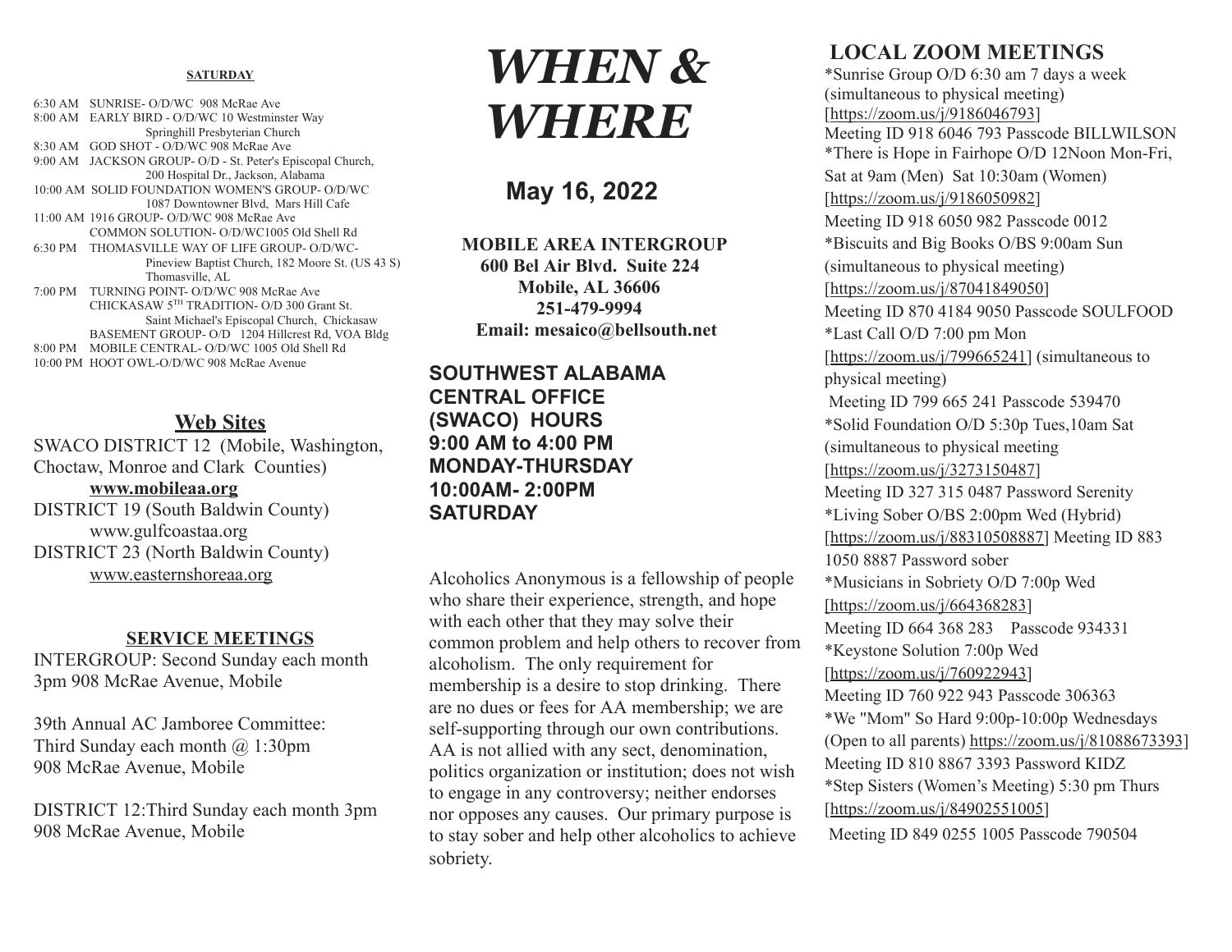**SATURDAY**

6:30 AM SUNRISE- O/D/WC 908 McRae Ave
8:00 AM EARLY BIRD - O/D/WC 10 Westminster Way
Springhill Presbyterian Church
8:30 AM GOD SHOT - O/D/WC 908 McRae Ave
9:00 AM JACKSON GROUP- O/D - St. Peter's Episcopal Church,
200 Hospital Dr., Jackson, Alabama
10:00 AM SOLID FOUNDATION WOMEN'S GROUP- O/D/WC
1087 Downtowner Blvd, Mars Hill Cafe
11:00 AM 1916 GROUP- O/D/WC 908 McRae Ave
COMMON SOLUTION- O/D/WC1005 Old Shell Rd
6:30 PM THOMASVILLE WAY OF LIFE GROUP- O/D/WC-
Pineview Baptist Church, 182 Moore St. (US 43 S)
Thomasville, AL
7:00 PM TURNING POINT- O/D/WC 908 McRae Ave
CHICKASAW 5TH TRADITION- O/D 300 Grant St.
Saint Michael's Episcopal Church, Chickasaw
BASEMENT GROUP- O/D 1204 Hillcrest Rd, VOA Bldg
8:00 PM MOBILE CENTRAL- O/D/WC 1005 Old Shell Rd
10:00 PM HOOT OWL-O/D/WC 908 McRae Avenue

## Web Sites

SWACO DISTRICT 12 (Mobile, Washington, Choctaw, Monroe and Clark Counties)
**www.mobileaa.org**
DISTRICT 19 (South Baldwin County)
www.gulfcoastaa.org
DISTRICT 23 (North Baldwin County)
www.easternshoreaa.org

## SERVICE MEETINGS

INTERGROUP: Second Sunday each month 3pm 908 McRae Avenue, Mobile

39th Annual AC Jamboree Committee: Third Sunday each month @ 1:30pm 908 McRae Avenue, Mobile

DISTRICT 12:Third Sunday each month 3pm 908 McRae Avenue, Mobile

# *WHEN & WHERE*

## May 16, 2022

**MOBILE AREA INTERGROUP**
**600 Bel Air Blvd. Suite 224**
**Mobile, AL 36606**
**251-479-9994**
**Email: mesaico@bellsouth.net**

**SOUTHWEST ALABAMA CENTRAL OFFICE (SWACO) HOURS**
**9:00 AM to 4:00 PM MONDAY-THURSDAY**
**10:00AM- 2:00PM SATURDAY**

Alcoholics Anonymous is a fellowship of people who share their experience, strength, and hope with each other that they may solve their common problem and help others to recover from alcoholism. The only requirement for membership is a desire to stop drinking. There are no dues or fees for AA membership; we are self-supporting through our own contributions. AA is not allied with any sect, denomination, politics organization or institution; does not wish to engage in any controversy; neither endorses nor opposes any causes. Our primary purpose is to stay sober and help other alcoholics to achieve sobriety.

## LOCAL ZOOM MEETINGS

*Sunrise Group O/D 6:30 am 7 days a week (simultaneous to physical meeting) [https://zoom.us/j/9186046793]
Meeting ID 918 6046 793 Passcode BILLWILSON
*There is Hope in Fairhope O/D 12Noon Mon-Fri, Sat at 9am (Men) Sat 10:30am (Women) [https://zoom.us/j/9186050982]
Meeting ID 918 6050 982 Passcode 0012
*Biscuits and Big Books O/BS 9:00am Sun (simultaneous to physical meeting) [https://zoom.us/j/87041849050]
Meeting ID 870 4184 9050 Passcode SOULFOOD
*Last Call O/D 7:00 pm Mon [https://zoom.us/j/799665241] (simultaneous to physical meeting)
Meeting ID 799 665 241 Passcode 539470
*Solid Foundation O/D 5:30p Tues,10am Sat (simultaneous to physical meeting [https://zoom.us/j/3273150487]
Meeting ID 327 315 0487 Password Serenity
*Living Sober O/BS 2:00pm Wed (Hybrid) [https://zoom.us/j/88310508887] Meeting ID 883 1050 8887 Password sober
*Musicians in Sobriety O/D 7:00p Wed [https://zoom.us/j/664368283]
Meeting ID 664 368 283 Passcode 934331
*Keystone Solution 7:00p Wed [https://zoom.us/j/760922943]
Meeting ID 760 922 943 Passcode 306363
*We "Mom" So Hard 9:00p-10:00p Wednesdays (Open to all parents) https://zoom.us/j/81088673393]
Meeting ID 810 8867 3393 Password KIDZ
*Step Sisters (Women's Meeting) 5:30 pm Thurs [https://zoom.us/j/84902551005]
Meeting ID 849 0255 1005 Passcode 790504